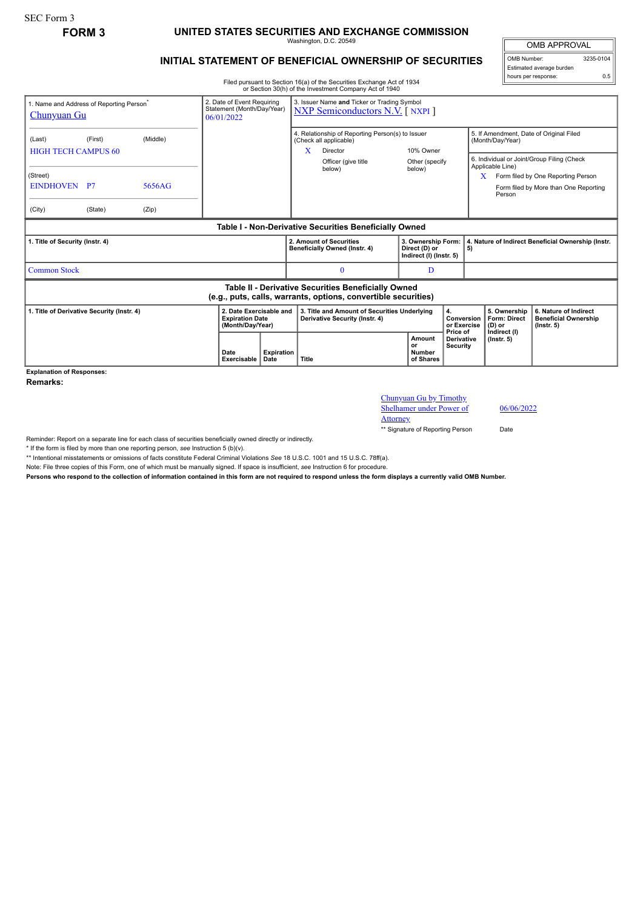SEC Form 3

**FORM 3**

# UNITED STATES SECURITIES AND EXCHANGE COMMISSION

Washington, D.C. 20549

## INITIAL STATEMENT OF BENEFICIAL OWNERSHIP OF SECURITIES

Filed pursuant to Section 16(a) of the Securities Exchange Act of 1934 or Section 30(h) of the Investment Company Act of 1940

| OMB APPROVAL | |
|---|---|
| OMB Number: | 3235-0104 |
| Estimated average burden hours per response: | 0.5 |

1. Name and Address of Reporting Person*
Chunyuan Gu

(Last) (First) (Middle)
HIGH TECH CAMPUS 60

(Street)
EINDHOVEN P7 5656AG

(City) (State) (Zip)

2. Date of Event Requiring Statement (Month/Day/Year)
06/01/2022

3. Issuer Name **and** Ticker or Trading Symbol
NXP Semiconductors N.V. [ NXPI ]

4. Relationship of Reporting Person(s) to Issuer (Check all applicable)
X Director
10% Owner
Officer (give title below)
Other (specify below)

5. If Amendment, Date of Original Filed (Month/Day/Year)

6. Individual or Joint/Group Filing (Check Applicable Line)
X Form filed by One Reporting Person
Form filed by More than One Reporting Person

**Table I - Non-Derivative Securities Beneficially Owned**

| 1. Title of Security (Instr. 4) | 2. Amount of Securities Beneficially Owned (Instr. 4) | 3. Ownership Form: Direct (D) or Indirect (I) (Instr. 5) | 4. Nature of Indirect Beneficial Ownership (Instr. 5) |
|---|---|---|---|
| Common Stock | 0 | D | |

**Table II - Derivative Securities Beneficially Owned (e.g., puts, calls, warrants, options, convertible securities)**

| 1. Title of Derivative Security (Instr. 4) | 2. Date Exercisable and Expiration Date (Month/Day/Year) | | 3. Title and Amount of Securities Underlying Derivative Security (Instr. 4) | | 4. Conversion or Exercise Price of Derivative Security | 5. Ownership Form: Direct (D) or Indirect (I) (Instr. 5) | 6. Nature of Indirect Beneficial Ownership (Instr. 5) |
|---|---|---|---|---|---|---|---|
| | Date Exercisable | Expiration Date | Title | Amount or Number of Shares | | | |

**Explanation of Responses:**

**Remarks:**

Chunyuan Gu by Timothy Shelhamer under Power of Attorney — 06/06/2022

** Signature of Reporting Person — Date

Reminder: Report on a separate line for each class of securities beneficially owned directly or indirectly.

\* If the form is filed by more than one reporting person, *see* Instruction 5 (b)(v).

** Intentional misstatements or omissions of facts constitute Federal Criminal Violations *See* 18 U.S.C. 1001 and 15 U.S.C. 78ff(a).

Note: File three copies of this Form, one of which must be manually signed. If space is insufficient, *see* Instruction 6 for procedure.

**Persons who respond to the collection of information contained in this form are not required to respond unless the form displays a currently valid OMB Number.**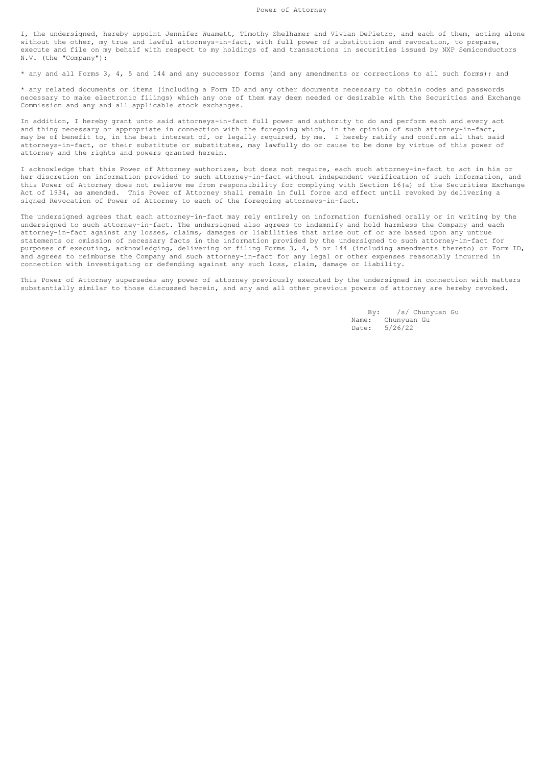# Power of Attorney

I, the undersigned, hereby appoint Jennifer Wuamett, Timothy Shelhamer and Vivian DePietro, and each of them, acting alone without the other, my true and lawful attorneys-in-fact, with full power of substitution and revocation, to prepare, execute and file on my behalf with respect to my holdings of and transactions in securities issued by NXP Semiconductors N.V. (the "Company"):

* any and all Forms 3, 4, 5 and 144 and any successor forms (and any amendments or corrections to all such forms); and

* any related documents or items (including a Form ID and any other documents necessary to obtain codes and passwords necessary to make electronic filings) which any one of them may deem needed or desirable with the Securities and Exchange Commission and any and all applicable stock exchanges.

In addition, I hereby grant unto said attorneys-in-fact full power and authority to do and perform each and every act and thing necessary or appropriate in connection with the foregoing which, in the opinion of such attorney-in-fact, may be of benefit to, in the best interest of, or legally required, by me. I hereby ratify and confirm all that said attorneys-in-fact, or their substitute or substitutes, may lawfully do or cause to be done by virtue of this power of attorney and the rights and powers granted herein.

I acknowledge that this Power of Attorney authorizes, but does not require, each such attorney-in-fact to act in his or her discretion on information provided to such attorney-in-fact without independent verification of such information, and this Power of Attorney does not relieve me from responsibility for complying with Section 16(a) of the Securities Exchange Act of 1934, as amended. This Power of Attorney shall remain in full force and effect until revoked by delivering a signed Revocation of Power of Attorney to each of the foregoing attorneys-in-fact.

The undersigned agrees that each attorney-in-fact may rely entirely on information furnished orally or in writing by the undersigned to such attorney-in-fact. The undersigned also agrees to indemnify and hold harmless the Company and each attorney-in-fact against any losses, claims, damages or liabilities that arise out of or are based upon any untrue statements or omission of necessary facts in the information provided by the undersigned to such attorney-in-fact for purposes of executing, acknowledging, delivering or filing Forms 3, 4, 5 or 144 (including amendments thereto) or Form ID, and agrees to reimburse the Company and such attorney-in-fact for any legal or other expenses reasonably incurred in connection with investigating or defending against any such loss, claim, damage or liability.

This Power of Attorney supersedes any power of attorney previously executed by the undersigned in connection with matters substantially similar to those discussed herein, and any and all other previous powers of attorney are hereby revoked.

By: /s/ Chunyuan Gu
Name: Chunyuan Gu
Date: 5/26/22